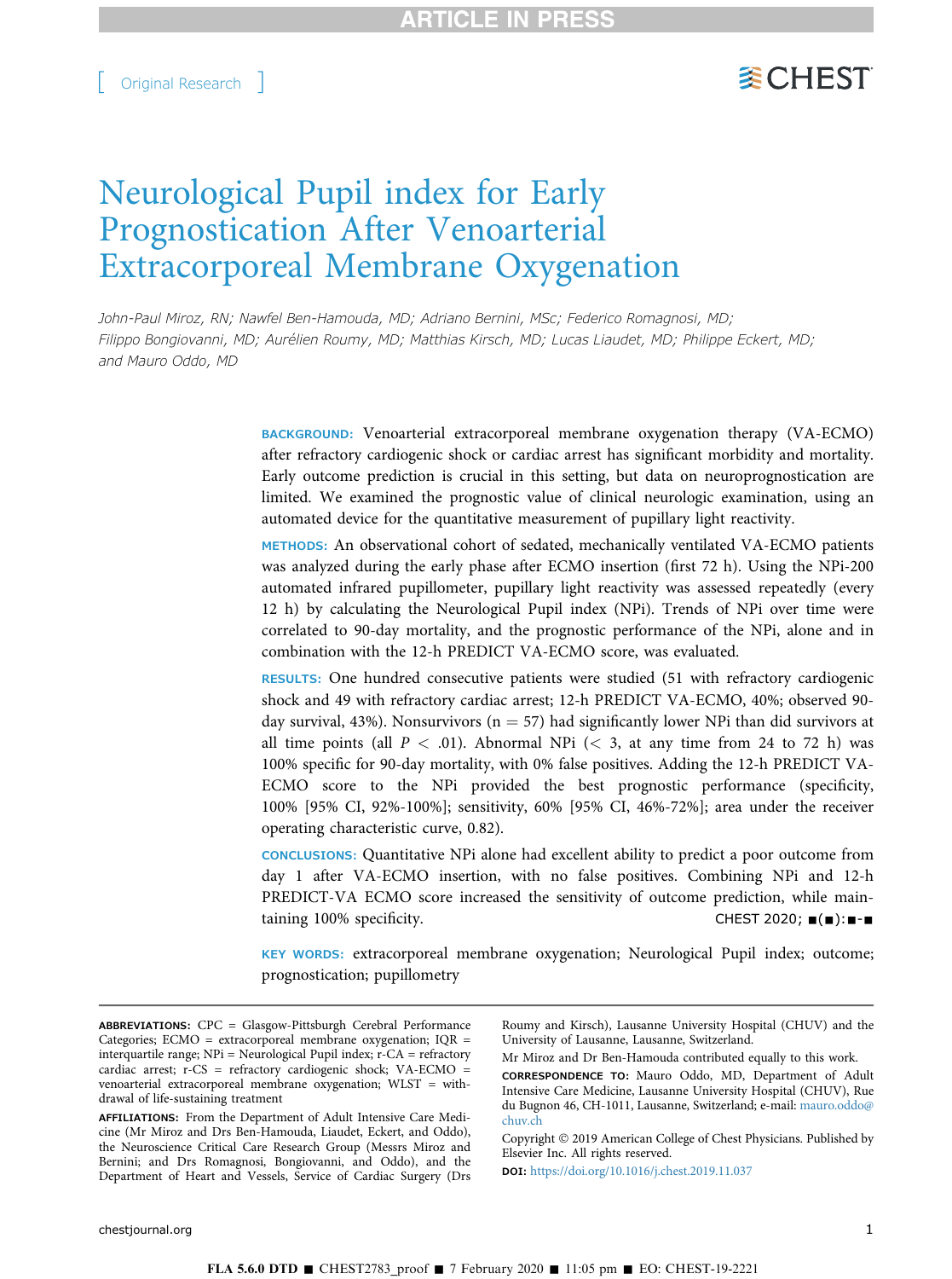[ Original Research ]

# Neurological Pupil index for Early Prognostication After Venoarterial Extracorporeal Membrane Oxygenation

*John-Paul Miroz, RN; Nawfel Ben-Hamouda, MD; Adriano Bernini, MSc; Federico Romagnosi, MD; Filippo Bongiovanni, MD; Aurélien Roumy, MD; Matthias Kirsch, MD; Lucas Liaudet, MD; Philippe Eckert, MD; and Mauro Oddo, MD*

**BACKGROUND:** Venoarterial extracorporeal membrane oxygenation therapy (VA-ECMO) after refractory cardiogenic shock or cardiac arrest has significant morbidity and mortality. Early outcome prediction is crucial in this setting, but data on neuroprognostication are limited. We examined the prognostic value of clinical neurologic examination, using an automated device for the quantitative measurement of pupillary light reactivity.

**METHODS:** An observational cohort of sedated, mechanically ventilated VA-ECMO patients was analyzed during the early phase after ECMO insertion (first 72 h). Using the NPi-200 automated infrared pupillometer, pupillary light reactivity was assessed repeatedly (every 12 h) by calculating the Neurological Pupil index (NPi). Trends of NPi over time were correlated to 90-day mortality, and the prognostic performance of the NPi, alone and in combination with the 12-h PREDICT VA-ECMO score, was evaluated.

**RESULTS:** One hundred consecutive patients were studied (51 with refractory cardiogenic shock and 49 with refractory cardiac arrest; 12-h PREDICT VA-ECMO, 40%; observed 90-day survival, 43%). Nonsurvivors ($n = 57$) had significantly lower NPi than did survivors at all time points (all $P < .01$). Abnormal NPi ($< 3$, at any time from 24 to 72 h) was 100% specific for 90-day mortality, with 0% false positives. Adding the 12-h PREDICT VA-ECMO score to the NPi provided the best prognostic performance (specificity, 100% [95% CI, 92%-100%]; sensitivity, 60% [95% CI, 46%-72%]; area under the receiver operating characteristic curve, 0.82).

**CONCLUSIONS:** Quantitative NPi alone had excellent ability to predict a poor outcome from day 1 after VA-ECMO insertion, with no false positives. Combining NPi and 12-h PREDICT-VA ECMO score increased the sensitivity of outcome prediction, while maintaining 100% specificity.

CHEST 2020; ■(■):■-■

**KEY WORDS:** extracorporeal membrane oxygenation; Neurological Pupil index; outcome; prognostication; pupillometry

---

**ABBREVIATIONS:** CPC = Glasgow-Pittsburgh Cerebral Performance Categories; ECMO = extracorporeal membrane oxygenation; IQR = interquartile range; NPi = Neurological Pupil index; r-CA = refractory cardiac arrest; r-CS = refractory cardiogenic shock; VA-ECMO = venoarterial extracorporeal membrane oxygenation; WLST = withdrawal of life-sustaining treatment

**AFFILIATIONS:** From the Department of Adult Intensive Care Medicine (Mr Miroz and Drs Ben-Hamouda, Liaudet, Eckert, and Oddo), the Neuroscience Critical Care Research Group (Messrs Miroz and Bernini; and Drs Romagnosi, Bongiovanni, and Oddo), and the Department of Heart and Vessels, Service of Cardiac Surgery (Drs Roumy and Kirsch), Lausanne University Hospital (CHUV) and the University of Lausanne, Lausanne, Switzerland.

Mr Miroz and Dr Ben-Hamouda contributed equally to this work.

**CORRESPONDENCE TO:** Mauro Oddo, MD, Department of Adult Intensive Care Medicine, Lausanne University Hospital (CHUV), Rue du Bugnon 46, CH-1011, Lausanne, Switzerland; e-mail: mauro.oddo@chuv.ch

Copyright © 2019 American College of Chest Physicians. Published by Elsevier Inc. All rights reserved.

**DOI:** https://doi.org/10.1016/j.chest.2019.11.037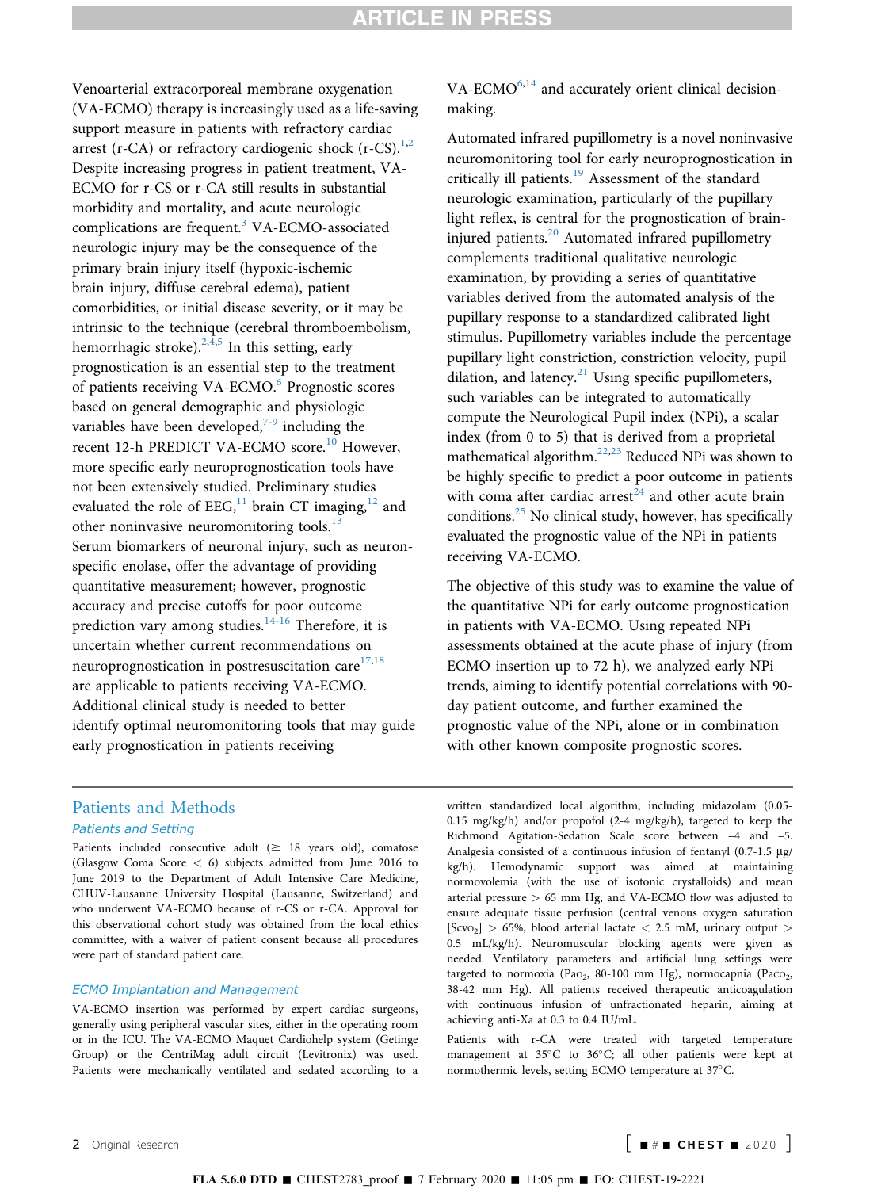Venoarterial extracorporeal membrane oxygenation (VA-ECMO) therapy is increasingly used as a life-saving support measure in patients with refractory cardiac arrest (r-CA) or refractory cardiogenic shock (r-CS).[1,2] Despite increasing progress in patient treatment, VA-ECMO for r-CS or r-CA still results in substantial morbidity and mortality, and acute neurologic complications are frequent.[3] VA-ECMO-associated neurologic injury may be the consequence of the primary brain injury itself (hypoxic-ischemic brain injury, diffuse cerebral edema), patient comorbidities, or initial disease severity, or it may be intrinsic to the technique (cerebral thromboembolism, hemorrhagic stroke).[2,4,5] In this setting, early prognostication is an essential step to the treatment of patients receiving VA-ECMO.[6] Prognostic scores based on general demographic and physiologic variables have been developed,[7-9] including the recent 12-h PREDICT VA-ECMO score.[10] However, more specific early neuroprognostication tools have not been extensively studied. Preliminary studies evaluated the role of EEG,[11] brain CT imaging,[12] and other noninvasive neuromonitoring tools.[13] Serum biomarkers of neuronal injury, such as neuron-specific enolase, offer the advantage of providing quantitative measurement; however, prognostic accuracy and precise cutoffs for poor outcome prediction vary among studies.[14-16] Therefore, it is uncertain whether current recommendations on neuroprognostication in postresuscitation care[17,18] are applicable to patients receiving VA-ECMO. Additional clinical study is needed to better identify optimal neuromonitoring tools that may guide early prognostication in patients receiving VA-ECMO[6,14] and accurately orient clinical decision-making.

Automated infrared pupillometry is a novel noninvasive neuromonitoring tool for early neuroprognostication in critically ill patients.[19] Assessment of the standard neurologic examination, particularly of the pupillary light reflex, is central for the prognostication of brain-injured patients.[20] Automated infrared pupillometry complements traditional qualitative neurologic examination, by providing a series of quantitative variables derived from the automated analysis of the pupillary response to a standardized calibrated light stimulus. Pupillometry variables include the percentage pupillary light constriction, constriction velocity, pupil dilation, and latency.[21] Using specific pupillometers, such variables can be integrated to automatically compute the Neurological Pupil index (NPi), a scalar index (from 0 to 5) that is derived from a proprietal mathematical algorithm.[22,23] Reduced NPi was shown to be highly specific to predict a poor outcome in patients with coma after cardiac arrest[24] and other acute brain conditions.[25] No clinical study, however, has specifically evaluated the prognostic value of the NPi in patients receiving VA-ECMO.

The objective of this study was to examine the value of the quantitative NPi for early outcome prognostication in patients with VA-ECMO. Using repeated NPi assessments obtained at the acute phase of injury (from ECMO insertion up to 72 h), we analyzed early NPi trends, aiming to identify potential correlations with 90-day patient outcome, and further examined the prognostic value of the NPi, alone or in combination with other known composite prognostic scores.

## Patients and Methods

### *Patients and Setting*

Patients included consecutive adult (≥ 18 years old), comatose (Glasgow Coma Score < 6) subjects admitted from June 2016 to June 2019 to the Department of Adult Intensive Care Medicine, CHUV-Lausanne University Hospital (Lausanne, Switzerland) and who underwent VA-ECMO because of r-CS or r-CA. Approval for this observational cohort study was obtained from the local ethics committee, with a waiver of patient consent because all procedures were part of standard patient care.

### *ECMO Implantation and Management*

VA-ECMO insertion was performed by expert cardiac surgeons, generally using peripheral vascular sites, either in the operating room or in the ICU. The VA-ECMO Maquet Cardiohelp system (Getinge Group) or the CentriMag adult circuit (Levitronix) was used. Patients were mechanically ventilated and sedated according to a written standardized local algorithm, including midazolam (0.05-0.15 mg/kg/h) and/or propofol (2-4 mg/kg/h), targeted to keep the Richmond Agitation-Sedation Scale score between –4 and –5. Analgesia consisted of a continuous infusion of fentanyl (0.7-1.5 µg/kg/h). Hemodynamic support was aimed at maintaining normovolemia (with the use of isotonic crystalloids) and mean arterial pressure > 65 mm Hg, and VA-ECMO flow was adjusted to ensure adequate tissue perfusion (central venous oxygen saturation [$Scvo_2$] > 65%, blood arterial lactate < 2.5 mM, urinary output > 0.5 mL/kg/h). Neuromuscular blocking agents were given as needed. Ventilatory parameters and artificial lung settings were targeted to normoxia ($Pao_2$, 80-100 mm Hg), normocapnia ($Paco_2$, 38-42 mm Hg). All patients received therapeutic anticoagulation with continuous infusion of unfractionated heparin, aiming at achieving anti-Xa at 0.3 to 0.4 IU/mL.

Patients with r-CA were treated with targeted temperature management at 35°C to 36°C; all other patients were kept at normothermic levels, setting ECMO temperature at 37°C.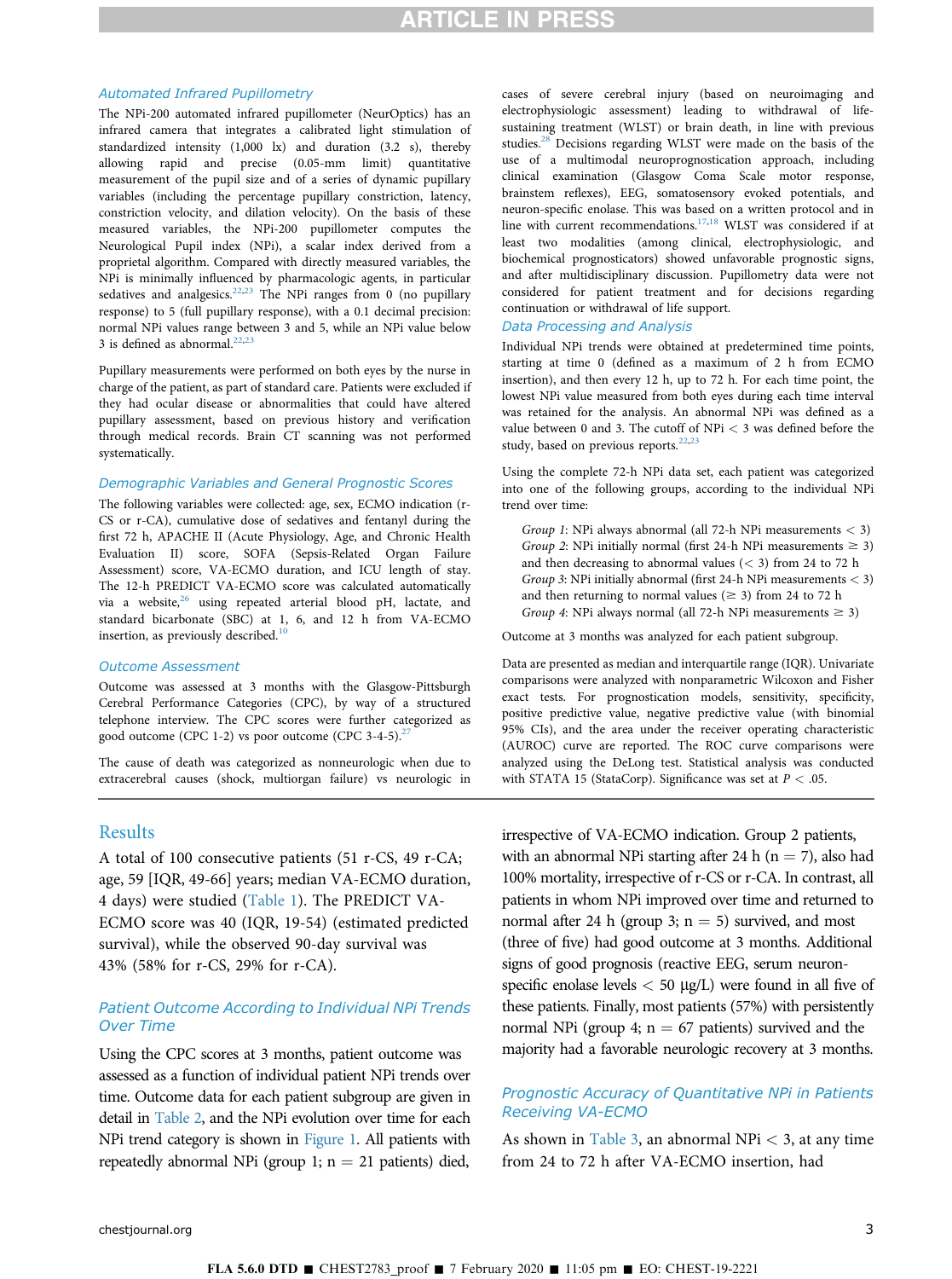### Automated Infrared Pupillometry

The NPi-200 automated infrared pupillometer (NeurOptics) has an infrared camera that integrates a calibrated light stimulation of standardized intensity (1,000 lx) and duration (3.2 s), thereby allowing rapid and precise (0.05-mm limit) quantitative measurement of the pupil size and of a series of dynamic pupillary variables (including the percentage pupillary constriction, latency, constriction velocity, and dilation velocity). On the basis of these measured variables, the NPi-200 pupillometer computes the Neurological Pupil index (NPi), a scalar index derived from a proprietal algorithm. Compared with directly measured variables, the NPi is minimally influenced by pharmacologic agents, in particular sedatives and analgesics.[22,23] The NPi ranges from 0 (no pupillary response) to 5 (full pupillary response), with a 0.1 decimal precision: normal NPi values range between 3 and 5, while an NPi value below 3 is defined as abnormal.[22,23]

Pupillary measurements were performed on both eyes by the nurse in charge of the patient, as part of standard care. Patients were excluded if they had ocular disease or abnormalities that could have altered pupillary assessment, based on previous history and verification through medical records. Brain CT scanning was not performed systematically.

### Demographic Variables and General Prognostic Scores

The following variables were collected: age, sex, ECMO indication (r-CS or r-CA), cumulative dose of sedatives and fentanyl during the first 72 h, APACHE II (Acute Physiology, Age, and Chronic Health Evaluation II) score, SOFA (Sepsis-Related Organ Failure Assessment) score, VA-ECMO duration, and ICU length of stay. The 12-h PREDICT VA-ECMO score was calculated automatically via a website,[26] using repeated arterial blood pH, lactate, and standard bicarbonate (SBC) at 1, 6, and 12 h from VA-ECMO insertion, as previously described.[10]

### Outcome Assessment

Outcome was assessed at 3 months with the Glasgow-Pittsburgh Cerebral Performance Categories (CPC), by way of a structured telephone interview. The CPC scores were further categorized as good outcome (CPC 1-2) vs poor outcome (CPC 3-4-5).[27]

The cause of death was categorized as nonneurologic when due to extracerebral causes (shock, multiorgan failure) vs neurologic in cases of severe cerebral injury (based on neuroimaging and electrophysiologic assessment) leading to withdrawal of life-sustaining treatment (WLST) or brain death, in line with previous studies.[28] Decisions regarding WLST were made on the basis of the use of a multimodal neuroprognostication approach, including clinical examination (Glasgow Coma Scale motor response, brainstem reflexes), EEG, somatosensory evoked potentials, and neuron-specific enolase. This was based on a written protocol and in line with current recommendations.[17,18] WLST was considered if at least two modalities (among clinical, electrophysiologic, and biochemical prognosticators) showed unfavorable prognostic signs, and after multidisciplinary discussion. Pupillometry data were not considered for patient treatment and for decisions regarding continuation or withdrawal of life support.

### Data Processing and Analysis

Individual NPi trends were obtained at predetermined time points, starting at time 0 (defined as a maximum of 2 h from ECMO insertion), and then every 12 h, up to 72 h. For each time point, the lowest NPi value measured from both eyes during each time interval was retained for the analysis. An abnormal NPi was defined as a value between 0 and 3. The cutoff of NPi $< 3$ was defined before the study, based on previous reports.[22,23]

Using the complete 72-h NPi data set, each patient was categorized into one of the following groups, according to the individual NPi trend over time:

*Group 1*: NPi always abnormal (all 72-h NPi measurements $< 3$)
*Group 2*: NPi initially normal (first 24-h NPi measurements $\geq 3$) and then decreasing to abnormal values ($< 3$) from 24 to 72 h
*Group 3*: NPi initially abnormal (first 24-h NPi measurements $< 3$) and then returning to normal values ($\geq 3$) from 24 to 72 h
*Group 4*: NPi always normal (all 72-h NPi measurements $\geq 3$)

Outcome at 3 months was analyzed for each patient subgroup.

Data are presented as median and interquartile range (IQR). Univariate comparisons were analyzed with nonparametric Wilcoxon and Fisher exact tests. For prognostication models, sensitivity, specificity, positive predictive value, negative predictive value (with binomial 95% CIs), and the area under the receiver operating characteristic (AUROC) curve are reported. The ROC curve comparisons were analyzed using the DeLong test. Statistical analysis was conducted with STATA 15 (StataCorp). Significance was set at $P < .05$.

## Results

A total of 100 consecutive patients (51 r-CS, 49 r-CA; age, 59 [IQR, 49-66] years; median VA-ECMO duration, 4 days) were studied (Table 1). The PREDICT VA-ECMO score was 40 (IQR, 19-54) (estimated predicted survival), while the observed 90-day survival was 43% (58% for r-CS, 29% for r-CA).

### Patient Outcome According to Individual NPi Trends Over Time

Using the CPC scores at 3 months, patient outcome was assessed as a function of individual patient NPi trends over time. Outcome data for each patient subgroup are given in detail in Table 2, and the NPi evolution over time for each NPi trend category is shown in Figure 1. All patients with repeatedly abnormal NPi (group 1; n = 21 patients) died, irrespective of VA-ECMO indication. Group 2 patients, with an abnormal NPi starting after 24 h (n = 7), also had 100% mortality, irrespective of r-CS or r-CA. In contrast, all patients in whom NPi improved over time and returned to normal after 24 h (group 3; n = 5) survived, and most (three of five) had good outcome at 3 months. Additional signs of good prognosis (reactive EEG, serum neuron-specific enolase levels $< 50$ μg/L) were found in all five of these patients. Finally, most patients (57%) with persistently normal NPi (group 4; n = 67 patients) survived and the majority had a favorable neurologic recovery at 3 months.

### Prognostic Accuracy of Quantitative NPi in Patients Receiving VA-ECMO

As shown in Table 3, an abnormal NPi $< 3$, at any time from 24 to 72 h after VA-ECMO insertion, had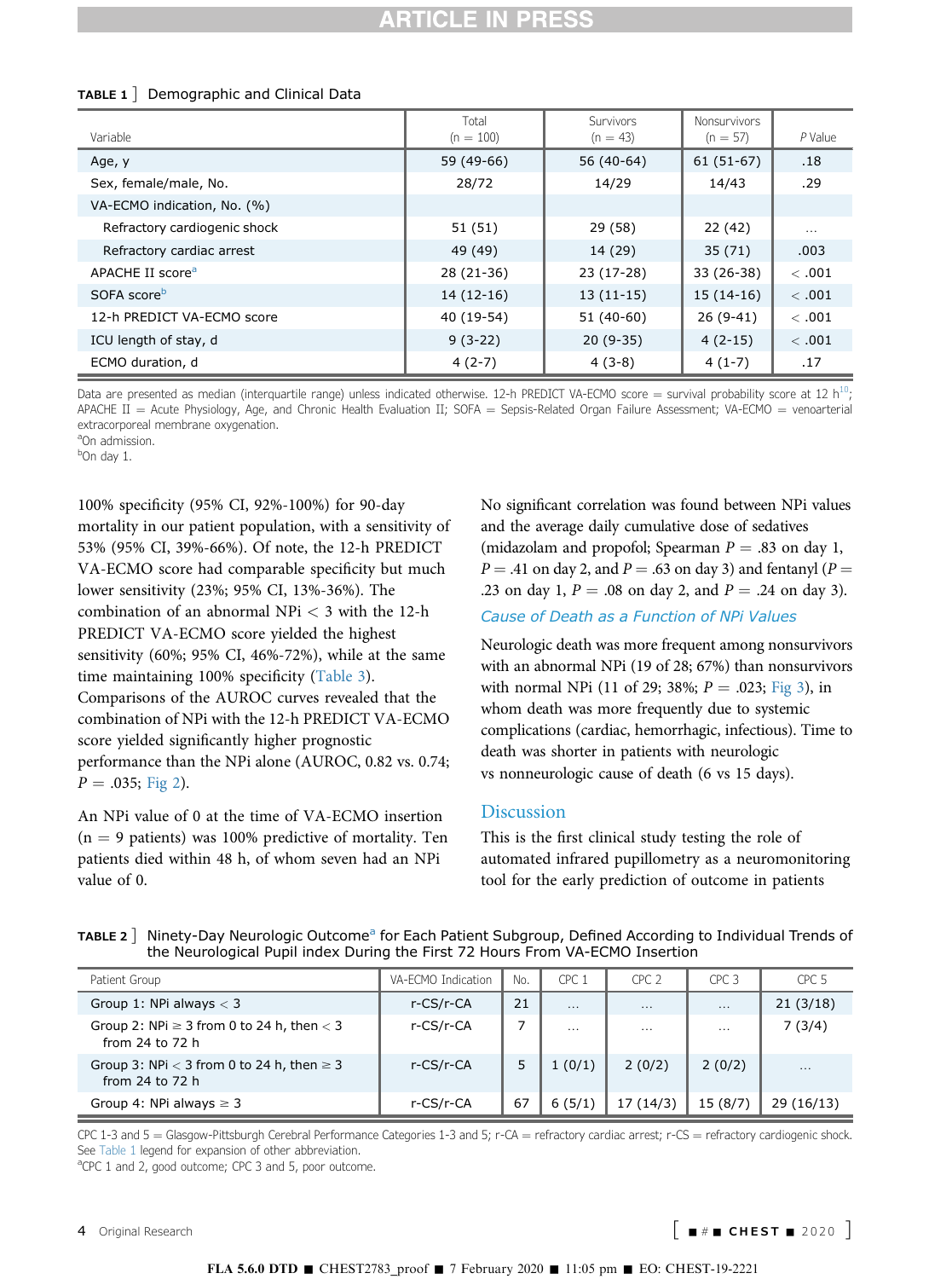**TABLE 1** ] Demographic and Clinical Data

| Variable | Total (n = 100) | Survivors (n = 43) | Nonsurvivors (n = 57) | P Value |
|---|---|---|---|---|
| Age, y | 59 (49-66) | 56 (40-64) | 61 (51-67) | .18 |
| Sex, female/male, No. | 28/72 | 14/29 | 14/43 | .29 |
| VA-ECMO indication, No. (%) | | | | |
| Refractory cardiogenic shock | 51 (51) | 29 (58) | 22 (42) | ... |
| Refractory cardiac arrest | 49 (49) | 14 (29) | 35 (71) | .003 |
| APACHE II score[a] | 28 (21-36) | 23 (17-28) | 33 (26-38) | < .001 |
| SOFA score[b] | 14 (12-16) | 13 (11-15) | 15 (14-16) | < .001 |
| 12-h PREDICT VA-ECMO score | 40 (19-54) | 51 (40-60) | 26 (9-41) | < .001 |
| ICU length of stay, d | 9 (3-22) | 20 (9-35) | 4 (2-15) | < .001 |
| ECMO duration, d | 4 (2-7) | 4 (3-8) | 4 (1-7) | .17 |

Data are presented as median (interquartile range) unless indicated otherwise. 12-h PREDICT VA-ECMO score = survival probability score at 12 h[10]; APACHE II = Acute Physiology, Age, and Chronic Health Evaluation II; SOFA = Sepsis-Related Organ Failure Assessment; VA-ECMO = venoarterial extracorporeal membrane oxygenation.
[a]On admission.
[b]On day 1.

100% specificity (95% CI, 92%-100%) for 90-day mortality in our patient population, with a sensitivity of 53% (95% CI, 39%-66%). Of note, the 12-h PREDICT VA-ECMO score had comparable specificity but much lower sensitivity (23%; 95% CI, 13%-36%). The combination of an abnormal NPi < 3 with the 12-h PREDICT VA-ECMO score yielded the highest sensitivity (60%; 95% CI, 46%-72%), while at the same time maintaining 100% specificity (Table 3). Comparisons of the AUROC curves revealed that the combination of NPi with the 12-h PREDICT VA-ECMO score yielded significantly higher prognostic performance than the NPi alone (AUROC, 0.82 vs. 0.74; $P = .035$; Fig 2).

An NPi value of 0 at the time of VA-ECMO insertion (n = 9 patients) was 100% predictive of mortality. Ten patients died within 48 h, of whom seven had an NPi value of 0.

No significant correlation was found between NPi values and the average daily cumulative dose of sedatives (midazolam and propofol; Spearman $P = .83$ on day 1, $P = .41$ on day 2, and $P = .63$ on day 3) and fentanyl ($P = .23$ on day 1, $P = .08$ on day 2, and $P = .24$ on day 3).

### Cause of Death as a Function of NPi Values

Neurologic death was more frequent among nonsurvivors with an abnormal NPi (19 of 28; 67%) than nonsurvivors with normal NPi (11 of 29; 38%; $P = .023$; Fig 3), in whom death was more frequently due to systemic complications (cardiac, hemorrhagic, infectious). Time to death was shorter in patients with neurologic vs nonneurologic cause of death (6 vs 15 days).

## Discussion

This is the first clinical study testing the role of automated infrared pupillometry as a neuromonitoring tool for the early prediction of outcome in patients

**TABLE 2** ] Ninety-Day Neurologic Outcome[a] for Each Patient Subgroup, Defined According to Individual Trends of the Neurological Pupil index During the First 72 Hours From VA-ECMO Insertion

| Patient Group | VA-ECMO Indication | No. | CPC 1 | CPC 2 | CPC 3 | CPC 5 |
|---|---|---|---|---|---|---|
| Group 1: NPi always < 3 | r-CS/r-CA | 21 | ... | ... | ... | 21 (3/18) |
| Group 2: NPi ≥ 3 from 0 to 24 h, then < 3 from 24 to 72 h | r-CS/r-CA | 7 | ... | ... | ... | 7 (3/4) |
| Group 3: NPi < 3 from 0 to 24 h, then ≥ 3 from 24 to 72 h | r-CS/r-CA | 5 | 1 (0/1) | 2 (0/2) | 2 (0/2) | ... |
| Group 4: NPi always ≥ 3 | r-CS/r-CA | 67 | 6 (5/1) | 17 (14/3) | 15 (8/7) | 29 (16/13) |

CPC 1-3 and 5 = Glasgow-Pittsburgh Cerebral Performance Categories 1-3 and 5; r-CA = refractory cardiac arrest; r-CS = refractory cardiogenic shock. See Table 1 legend for expansion of other abbreviation.
[a]CPC 1 and 2, good outcome; CPC 3 and 5, poor outcome.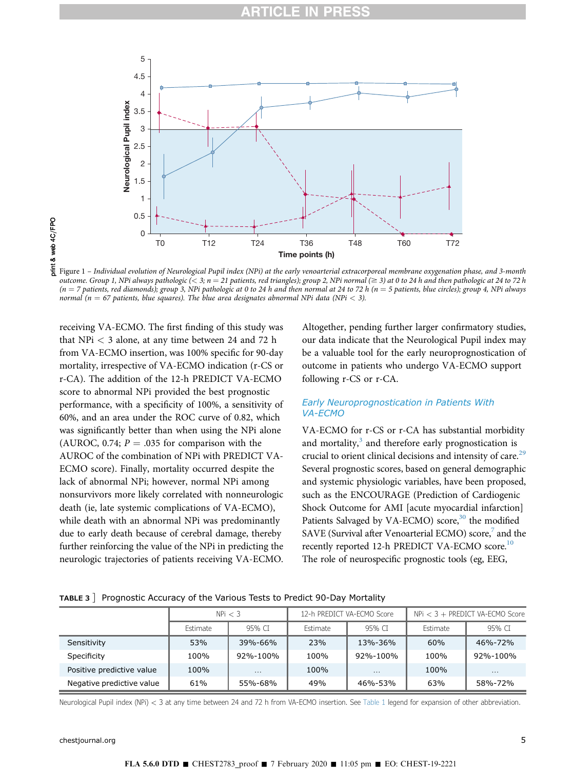Figure 1 – *Individual evolution of Neurological Pupil index (NPi) at the early venoarterial extracorporeal membrane oxygenation phase, and 3-month outcome. Group 1, NPi always pathologic (< 3; n = 21 patients, red triangles); group 2, NPi normal (≥ 3) at 0 to 24 h and then pathologic at 24 to 72 h (n = 7 patients, red diamonds); group 3, NPi pathologic at 0 to 24 h and then normal at 24 to 72 h (n = 5 patients, blue circles); group 4, NPi always normal (n = 67 patients, blue squares). The blue area designates abnormal NPi data (NPi < 3).*

receiving VA-ECMO. The first finding of this study was that NPi < 3 alone, at any time between 24 and 72 h from VA-ECMO insertion, was 100% specific for 90-day mortality, irrespective of VA-ECMO indication (r-CS or r-CA). The addition of the 12-h PREDICT VA-ECMO score to abnormal NPi provided the best prognostic performance, with a specificity of 100%, a sensitivity of 60%, and an area under the ROC curve of 0.82, which was significantly better than when using the NPi alone (AUROC, 0.74; $P = .035$ for comparison with the AUROC of the combination of NPi with PREDICT VA-ECMO score). Finally, mortality occurred despite the lack of abnormal NPi; however, normal NPi among nonsurvivors more likely correlated with nonneurologic death (ie, late systemic complications of VA-ECMO), while death with an abnormal NPi was predominantly due to early death because of cerebral damage, thereby further reinforcing the value of the NPi in predicting the neurologic trajectories of patients receiving VA-ECMO.

Altogether, pending further larger confirmatory studies, our data indicate that the Neurological Pupil index may be a valuable tool for the early neuroprognostication of outcome in patients who undergo VA-ECMO support following r-CS or r-CA.

## Early Neuroprognostication in Patients With VA-ECMO

VA-ECMO for r-CS or r-CA has substantial morbidity and mortality,[3] and therefore early prognostication is crucial to orient clinical decisions and intensity of care.[29] Several prognostic scores, based on general demographic and systemic physiologic variables, have been proposed, such as the ENCOURAGE (Prediction of Cardiogenic Shock Outcome for AMI [acute myocardial infarction] Patients Salvaged by VA-ECMO) score,[30] the modified SAVE (Survival after Venoarterial ECMO) score,[7] and the recently reported 12-h PREDICT VA-ECMO score.[10] The role of neurospecific prognostic tools (eg, EEG,

**TABLE 3]** Prognostic Accuracy of the Various Tests to Predict 90-Day Mortality

| | NPi < 3 | | 12-h PREDICT VA-ECMO Score | | NPi < 3 + PREDICT VA-ECMO Score | |
|---|---|---|---|---|---|---|
| | Estimate | 95% CI | Estimate | 95% CI | Estimate | 95% CI |
| Sensitivity | 53% | 39%-66% | 23% | 13%-36% | 60% | 46%-72% |
| Specificity | 100% | 92%-100% | 100% | 92%-100% | 100% | 92%-100% |
| Positive predictive value | 100% | ... | 100% | ... | 100% | ... |
| Negative predictive value | 61% | 55%-68% | 49% | 46%-53% | 63% | 58%-72% |

Neurological Pupil index (NPi) < 3 at any time between 24 and 72 h from VA-ECMO insertion. See Table 1 legend for expansion of other abbreviation.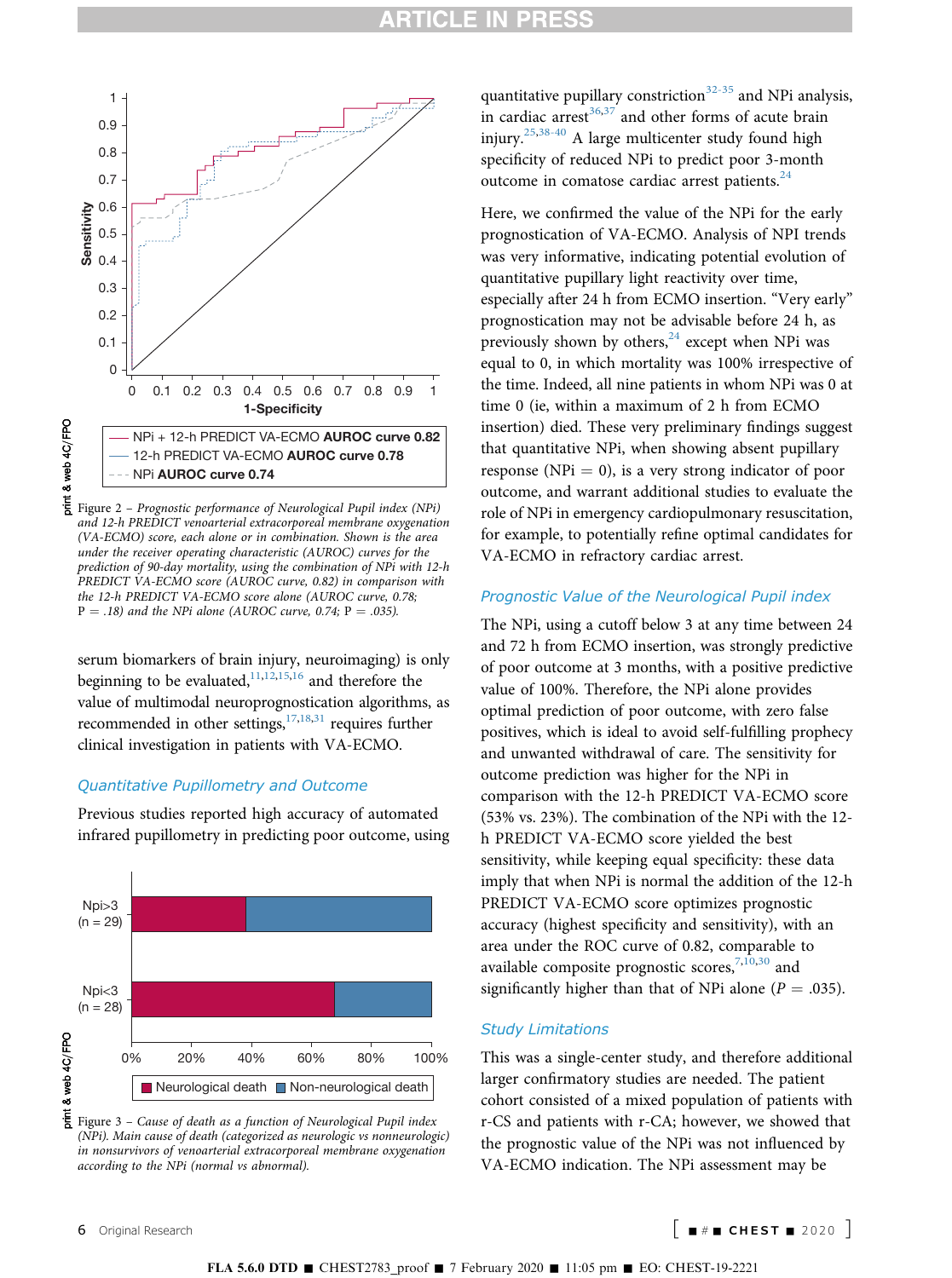Figure 2 – *Prognostic performance of Neurological Pupil index (NPi) and 12-h PREDICT venoarterial extracorporeal membrane oxygenation (VA-ECMO) score, each alone or in combination. Shown is the area under the receiver operating characteristic (AUROC) curves for the prediction of 90-day mortality, using the combination of NPi with 12-h PREDICT VA-ECMO score (AUROC curve, 0.82) in comparison with the 12-h PREDICT VA-ECMO score alone (AUROC curve, 0.78; P = .18) and the NPi alone (AUROC curve, 0.74; P = .035).*

serum biomarkers of brain injury, neuroimaging) is only beginning to be evaluated,[11,12,15,16] and therefore the value of multimodal neuroprognostication algorithms, as recommended in other settings,[17,18,31] requires further clinical investigation in patients with VA-ECMO.

### Quantitative Pupillometry and Outcome

Previous studies reported high accuracy of automated infrared pupillometry in predicting poor outcome, using quantitative pupillary constriction[32-35] and NPi analysis, in cardiac arrest[36,37] and other forms of acute brain injury.[25,38-40] A large multicenter study found high specificity of reduced NPi to predict poor 3-month outcome in comatose cardiac arrest patients.[24]

Figure 3 – *Cause of death as a function of Neurological Pupil index (NPi). Main cause of death (categorized as neurologic vs nonneurologic) in nonsurvivors of venoarterial extracorporeal membrane oxygenation according to the NPi (normal vs abnormal).*

Here, we confirmed the value of the NPi for the early prognostication of VA-ECMO. Analysis of NPI trends was very informative, indicating potential evolution of quantitative pupillary light reactivity over time, especially after 24 h from ECMO insertion. "Very early" prognostication may not be advisable before 24 h, as previously shown by others,[24] except when NPi was equal to 0, in which mortality was 100% irrespective of the time. Indeed, all nine patients in whom NPi was 0 at time 0 (ie, within a maximum of 2 h from ECMO insertion) died. These very preliminary findings suggest that quantitative NPi, when showing absent pupillary response (NPi = 0), is a very strong indicator of poor outcome, and warrant additional studies to evaluate the role of NPi in emergency cardiopulmonary resuscitation, for example, to potentially refine optimal candidates for VA-ECMO in refractory cardiac arrest.

### Prognostic Value of the Neurological Pupil index

The NPi, using a cutoff below 3 at any time between 24 and 72 h from ECMO insertion, was strongly predictive of poor outcome at 3 months, with a positive predictive value of 100%. Therefore, the NPi alone provides optimal prediction of poor outcome, with zero false positives, which is ideal to avoid self-fulfilling prophecy and unwanted withdrawal of care. The sensitivity for outcome prediction was higher for the NPi in comparison with the 12-h PREDICT VA-ECMO score (53% vs. 23%). The combination of the NPi with the 12-h PREDICT VA-ECMO score yielded the best sensitivity, while keeping equal specificity: these data imply that when NPi is normal the addition of the 12-h PREDICT VA-ECMO score optimizes prognostic accuracy (highest specificity and sensitivity), with an area under the ROC curve of 0.82, comparable to available composite prognostic scores,[7,10,30] and significantly higher than that of NPi alone ($P = .035$).

### Study Limitations

This was a single-center study, and therefore additional larger confirmatory studies are needed. The patient cohort consisted of a mixed population of patients with r-CS and patients with r-CA; however, we showed that the prognostic value of the NPi was not influenced by VA-ECMO indication. The NPi assessment may be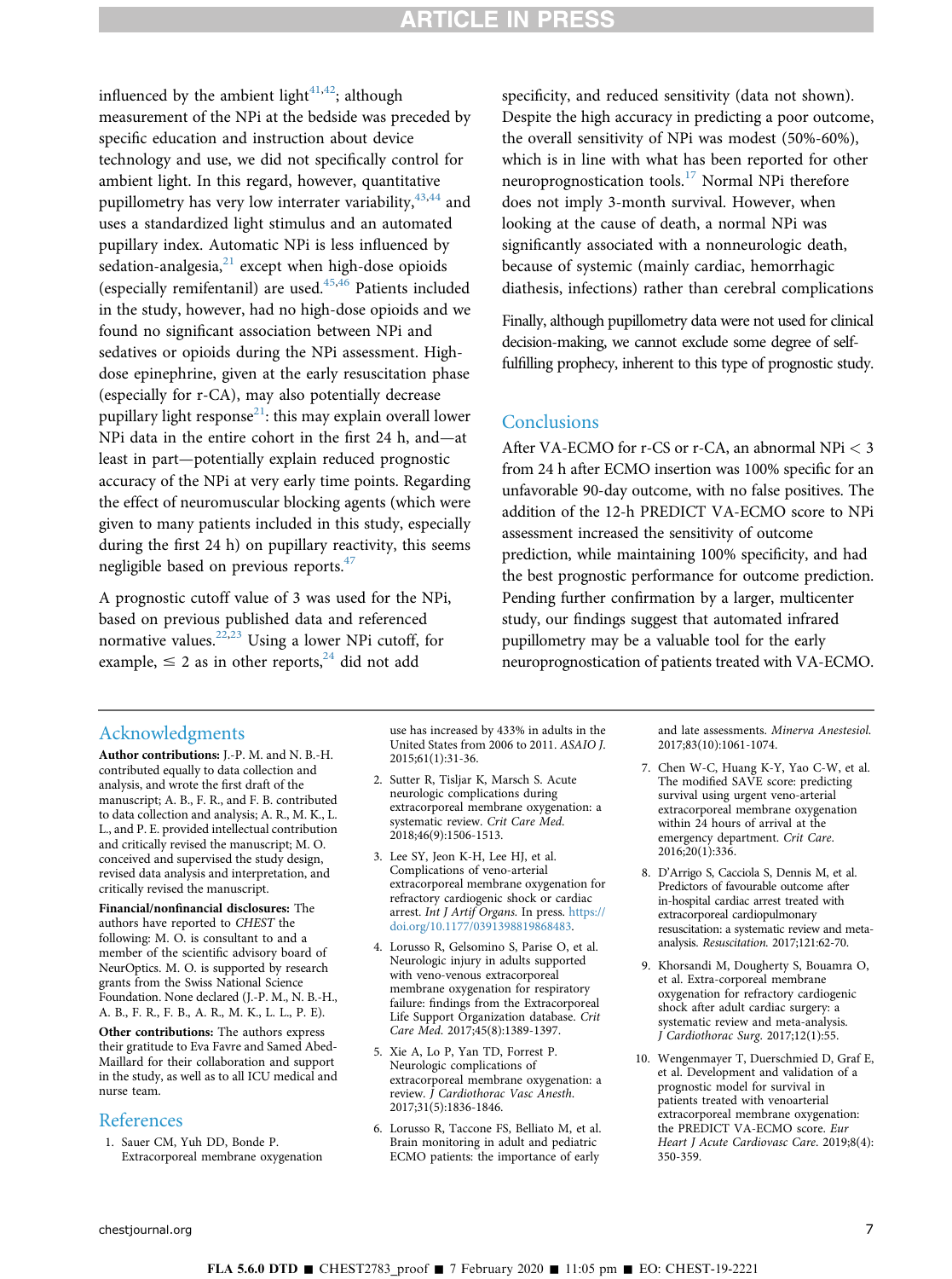influenced by the ambient light[41,42]; although measurement of the NPi at the bedside was preceded by specific education and instruction about device technology and use, we did not specifically control for ambient light. In this regard, however, quantitative pupillometry has very low interrater variability,[43,44] and uses a standardized light stimulus and an automated pupillary index. Automatic NPi is less influenced by sedation-analgesia,[21] except when high-dose opioids (especially remifentanil) are used.[45,46] Patients included in the study, however, had no high-dose opioids and we found no significant association between NPi and sedatives or opioids during the NPi assessment. High-dose epinephrine, given at the early resuscitation phase (especially for r-CA), may also potentially decrease pupillary light response[21]: this may explain overall lower NPi data in the entire cohort in the first 24 h, and—at least in part—potentially explain reduced prognostic accuracy of the NPi at very early time points. Regarding the effect of neuromuscular blocking agents (which were given to many patients included in this study, especially during the first 24 h) on pupillary reactivity, this seems negligible based on previous reports.[47]

A prognostic cutoff value of 3 was used for the NPi, based on previous published data and referenced normative values.[22,23] Using a lower NPi cutoff, for example, $\leq 2$ as in other reports,[24] did not add specificity, and reduced sensitivity (data not shown). Despite the high accuracy in predicting a poor outcome, the overall sensitivity of NPi was modest (50%-60%), which is in line with what has been reported for other neuroprognostication tools.[17] Normal NPi therefore does not imply 3-month survival. However, when looking at the cause of death, a normal NPi was significantly associated with a nonneurologic death, because of systemic (mainly cardiac, hemorrhagic diathesis, infections) rather than cerebral complications

Finally, although pupillometry data were not used for clinical decision-making, we cannot exclude some degree of self-fulfilling prophecy, inherent to this type of prognostic study.

## Conclusions

After VA-ECMO for r-CS or r-CA, an abnormal NPi < 3 from 24 h after ECMO insertion was 100% specific for an unfavorable 90-day outcome, with no false positives. The addition of the 12-h PREDICT VA-ECMO score to NPi assessment increased the sensitivity of outcome prediction, while maintaining 100% specificity, and had the best prognostic performance for outcome prediction. Pending further confirmation by a larger, multicenter study, our findings suggest that automated infrared pupillometry may be a valuable tool for the early neuroprognostication of patients treated with VA-ECMO.

## Acknowledgments

**Author contributions:** J.-P. M. and N. B.-H. contributed equally to data collection and analysis, and wrote the first draft of the manuscript; A. B., F. R., and F. B. contributed to data collection and analysis; A. R., M. K., L. L., and P. E. provided intellectual contribution and critically revised the manuscript; M. O. conceived and supervised the study design, revised data analysis and interpretation, and critically revised the manuscript.

**Financial/nonfinancial disclosures:** The authors have reported to *CHEST* the following: M. O. is consultant to and a member of the scientific advisory board of NeurOptics. M. O. is supported by research grants from the Swiss National Science Foundation. None declared (J.-P. M., N. B.-H., A. B., F. R., F. B., A. R., M. K., L. L., P. E).

**Other contributions:** The authors express their gratitude to Eva Favre and Samed Abed-Maillard for their collaboration and support in the study, as well as to all ICU medical and nurse team.

## References

1. Sauer CM, Yuh DD, Bonde P. Extracorporeal membrane oxygenation use has increased by 433% in adults in the United States from 2006 to 2011. *ASAIO J*. 2015;61(1):31-36.
2. Sutter R, Tisljar K, Marsch S. Acute neurologic complications during extracorporeal membrane oxygenation: a systematic review. *Crit Care Med*. 2018;46(9):1506-1513.
3. Lee SY, Jeon K-H, Lee HJ, et al. Complications of veno-arterial extracorporeal membrane oxygenation for refractory cardiogenic shock or cardiac arrest. *Int J Artif Organs*. In press. https://doi.org/10.1177/0391398819868483.
4. Lorusso R, Gelsomino S, Parise O, et al. Neurologic injury in adults supported with veno-venous extracorporeal membrane oxygenation for respiratory failure: findings from the Extracorporeal Life Support Organization database. *Crit Care Med*. 2017;45(8):1389-1397.
5. Xie A, Lo P, Yan TD, Forrest P. Neurologic complications of extracorporeal membrane oxygenation: a review. *J Cardiothorac Vasc Anesth*. 2017;31(5):1836-1846.
6. Lorusso R, Taccone FS, Belliato M, et al. Brain monitoring in adult and pediatric ECMO patients: the importance of early and late assessments. *Minerva Anestesiol*. 2017;83(10):1061-1074.
7. Chen W-C, Huang K-Y, Yao C-W, et al. The modified SAVE score: predicting survival using urgent veno-arterial extracorporeal membrane oxygenation within 24 hours of arrival at the emergency department. *Crit Care*. 2016;20(1):336.
8. D'Arrigo S, Cacciola S, Dennis M, et al. Predictors of favourable outcome after in-hospital cardiac arrest treated with extracorporeal cardiopulmonary resuscitation: a systematic review and meta-analysis. *Resuscitation*. 2017;121:62-70.
9. Khorsandi M, Dougherty S, Bouamra O, et al. Extra-corporeal membrane oxygenation for refractory cardiogenic shock after adult cardiac surgery: a systematic review and meta-analysis. *J Cardiothorac Surg*. 2017;12(1):55.
10. Wengenmayer T, Duerschmied D, Graf E, et al. Development and validation of a prognostic model for survival in patients treated with venoarterial extracorporeal membrane oxygenation: the PREDICT VA-ECMO score. *Eur Heart J Acute Cardiovasc Care*. 2019;8(4):350-359.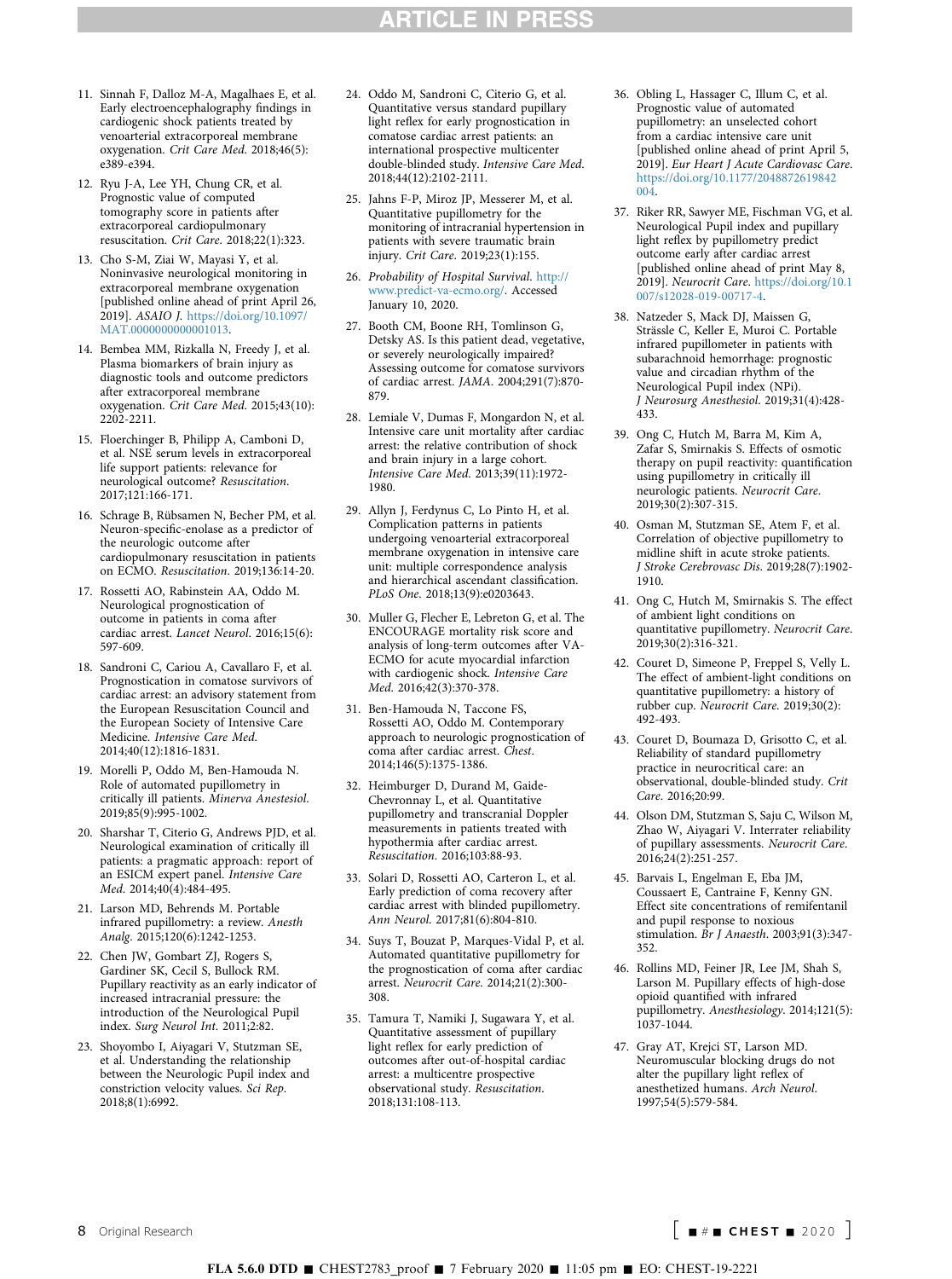11. Sinnah F, Dalloz M-A, Magalhaes E, et al. Early electroencephalography findings in cardiogenic shock patients treated by venoarterial extracorporeal membrane oxygenation. *Crit Care Med*. 2018;46(5):e389-e394.
12. Ryu J-A, Lee YH, Chung CR, et al. Prognostic value of computed tomography score in patients after extracorporeal cardiopulmonary resuscitation. *Crit Care*. 2018;22(1):323.
13. Cho S-M, Ziai W, Mayasi Y, et al. Noninvasive neurological monitoring in extracorporeal membrane oxygenation [published online ahead of print April 26, 2019]. *ASAIO J*. https://doi.org/10.1097/MAT.0000000000001013.
14. Bembea MM, Rizkalla N, Freedy J, et al. Plasma biomarkers of brain injury as diagnostic tools and outcome predictors after extracorporeal membrane oxygenation. *Crit Care Med*. 2015;43(10):2202-2211.
15. Floerchinger B, Philipp A, Camboni D, et al. NSE serum levels in extracorporeal life support patients: relevance for neurological outcome? *Resuscitation*. 2017;121:166-171.
16. Schrage B, Rübsamen N, Becher PM, et al. Neuron-specific-enolase as a predictor of the neurologic outcome after cardiopulmonary resuscitation in patients on ECMO. *Resuscitation*. 2019;136:14-20.
17. Rossetti AO, Rabinstein AA, Oddo M. Neurological prognostication of outcome in patients in coma after cardiac arrest. *Lancet Neurol*. 2016;15(6):597-609.
18. Sandroni C, Cariou A, Cavallaro F, et al. Prognostication in comatose survivors of cardiac arrest: an advisory statement from the European Resuscitation Council and the European Society of Intensive Care Medicine. *Intensive Care Med*. 2014;40(12):1816-1831.
19. Morelli P, Oddo M, Ben-Hamouda N. Role of automated pupillometry in critically ill patients. *Minerva Anestesiol*. 2019;85(9):995-1002.
20. Sharshar T, Citerio G, Andrews PJD, et al. Neurological examination of critically ill patients: a pragmatic approach: report of an ESICM expert panel. *Intensive Care Med*. 2014;40(4):484-495.
21. Larson MD, Behrends M. Portable infrared pupillometry: a review. *Anesth Analg*. 2015;120(6):1242-1253.
22. Chen JW, Gombart ZJ, Rogers S, Gardiner SK, Cecil S, Bullock RM. Pupillary reactivity as an early indicator of increased intracranial pressure: the introduction of the Neurological Pupil index. *Surg Neurol Int*. 2011;2:82.
23. Shoyombo I, Aiyagari V, Stutzman SE, et al. Understanding the relationship between the Neurologic Pupil index and constriction velocity values. *Sci Rep*. 2018;8(1):6992.
24. Oddo M, Sandroni C, Citerio G, et al. Quantitative versus standard pupillary light reflex for early prognostication in comatose cardiac arrest patients: an international prospective multicenter double-blinded study. *Intensive Care Med*. 2018;44(12):2102-2111.
25. Jahns F-P, Miroz JP, Messerer M, et al. Quantitative pupillometry for the monitoring of intracranial hypertension in patients with severe traumatic brain injury. *Crit Care*. 2019;23(1):155.
26. *Probability of Hospital Survival*. http://www.predict-va-ecmo.org/. Accessed January 10, 2020.
27. Booth CM, Boone RH, Tomlinson G, Detsky AS. Is this patient dead, vegetative, or severely neurologically impaired? Assessing outcome for comatose survivors of cardiac arrest. *JAMA*. 2004;291(7):870-879.
28. Lemiale V, Dumas F, Mongardon N, et al. Intensive care unit mortality after cardiac arrest: the relative contribution of shock and brain injury in a large cohort. *Intensive Care Med*. 2013;39(11):1972-1980.
29. Allyn J, Ferdynus C, Lo Pinto H, et al. Complication patterns in patients undergoing venoarterial extracorporeal membrane oxygenation in intensive care unit: multiple correspondence analysis and hierarchical ascendant classification. *PLoS One*. 2018;13(9):e0203643.
30. Muller G, Flecher E, Lebreton G, et al. The ENCOURAGE mortality risk score and analysis of long-term outcomes after VA-ECMO for acute myocardial infarction with cardiogenic shock. *Intensive Care Med*. 2016;42(3):370-378.
31. Ben-Hamouda N, Taccone FS, Rossetti AO, Oddo M. Contemporary approach to neurologic prognostication of coma after cardiac arrest. *Chest*. 2014;146(5):1375-1386.
32. Heimburger D, Durand M, Gaide-Chevronnay L, et al. Quantitative pupillometry and transcranial Doppler measurements in patients treated with hypothermia after cardiac arrest. *Resuscitation*. 2016;103:88-93.
33. Solari D, Rossetti AO, Carteron L, et al. Early prediction of coma recovery after cardiac arrest with blinded pupillometry. *Ann Neurol*. 2017;81(6):804-810.
34. Suys T, Bouzat P, Marques-Vidal P, et al. Automated quantitative pupillometry for the prognostication of coma after cardiac arrest. *Neurocrit Care*. 2014;21(2):300-308.
35. Tamura T, Namiki J, Sugawara Y, et al. Quantitative assessment of pupillary light reflex for early prediction of outcomes after out-of-hospital cardiac arrest: a multicentre prospective observational study. *Resuscitation*. 2018;131:108-113.
36. Obling L, Hassager C, Illum C, et al. Prognostic value of automated pupillometry: an unselected cohort from a cardiac intensive care unit [published online ahead of print April 5, 2019]. *Eur Heart J Acute Cardiovasc Care*. https://doi.org/10.1177/2048872619842004.
37. Riker RR, Sawyer ME, Fischman VG, et al. Neurological Pupil index and pupillary light reflex by pupillometry predict outcome early after cardiac arrest [published online ahead of print May 8, 2019]. *Neurocrit Care*. https://doi.org/10.1007/s12028-019-00717-4.
38. Natzeder S, Mack DJ, Maissen G, Strässle C, Keller E, Muroi C. Portable infrared pupillometer in patients with subarachnoid hemorrhage: prognostic value and circadian rhythm of the Neurological Pupil index (NPi). *J Neurosurg Anesthesiol*. 2019;31(4):428-433.
39. Ong C, Hutch M, Barra M, Kim A, Zafar S, Smirnakis S. Effects of osmotic therapy on pupil reactivity: quantification using pupillometry in critically ill neurologic patients. *Neurocrit Care*. 2019;30(2):307-315.
40. Osman M, Stutzman SE, Atem F, et al. Correlation of objective pupillometry to midline shift in acute stroke patients. *J Stroke Cerebrovasc Dis*. 2019;28(7):1902-1910.
41. Ong C, Hutch M, Smirnakis S. The effect of ambient light conditions on quantitative pupillometry. *Neurocrit Care*. 2019;30(2):316-321.
42. Couret D, Simeone P, Freppel S, Velly L. The effect of ambient-light conditions on quantitative pupillometry: a history of rubber cup. *Neurocrit Care*. 2019;30(2):492-493.
43. Couret D, Boumaza D, Grisotto C, et al. Reliability of standard pupillometry practice in neurocritical care: an observational, double-blinded study. *Crit Care*. 2016;20:99.
44. Olson DM, Stutzman S, Saju C, Wilson M, Zhao W, Aiyagari V. Interrater reliability of pupillary assessments. *Neurocrit Care*. 2016;24(2):251-257.
45. Barvais L, Engelman E, Eba JM, Coussaert E, Cantraine F, Kenny GN. Effect site concentrations of remifentanil and pupil response to noxious stimulation. *Br J Anaesth*. 2003;91(3):347-352.
46. Rollins MD, Feiner JR, Lee JM, Shah S, Larson M. Pupillary effects of high-dose opioid quantified with infrared pupillometry. *Anesthesiology*. 2014;121(5):1037-1044.
47. Gray AT, Krejci ST, Larson MD. Neuromuscular blocking drugs do not alter the pupillary light reflex of anesthetized humans. *Arch Neurol*. 1997;54(5):579-584.